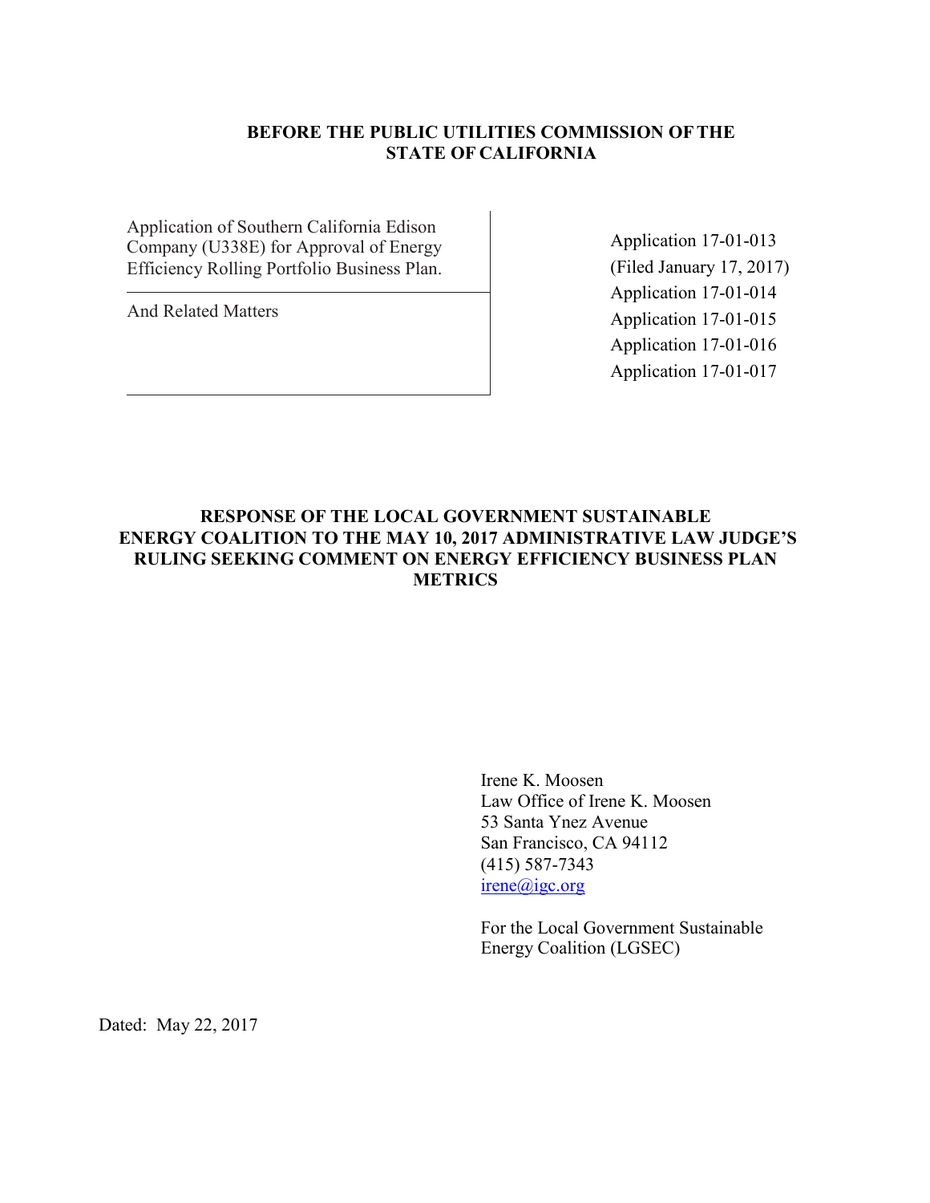**BEFORE THE PUBLIC UTILITIES COMMISSION OF THE STATE OF CALIFORNIA**

| | |
|---|---|
| Application of Southern California Edison Company (U338E) for Approval of Energy Efficiency Rolling Portfolio Business Plan. | Application 17-01-013 (Filed January 17, 2017) |
| And Related Matters | Application 17-01-014<br>Application 17-01-015<br>Application 17-01-016<br>Application 17-01-017 |

**RESPONSE OF THE LOCAL GOVERNMENT SUSTAINABLE ENERGY COALITION TO THE MAY 10, 2017 ADMINISTRATIVE LAW JUDGE'S RULING SEEKING COMMENT ON ENERGY EFFICIENCY BUSINESS PLAN METRICS**

Irene K. Moosen
Law Office of Irene K. Moosen
53 Santa Ynez Avenue
San Francisco, CA 94112
(415) 587-7343
irene@igc.org

For the Local Government Sustainable Energy Coalition (LGSEC)

Dated: May 22, 2017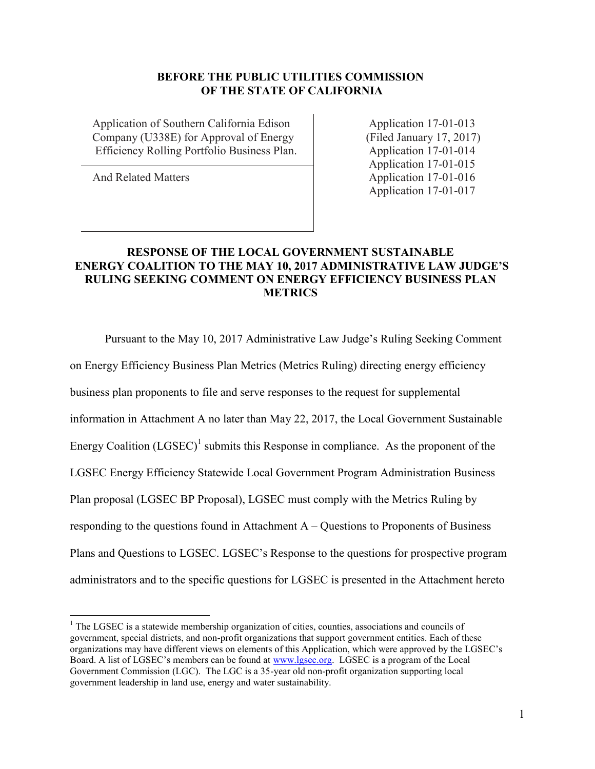**BEFORE THE PUBLIC UTILITIES COMMISSION OF THE STATE OF CALIFORNIA**

| | |
|---|---|
| Application of Southern California Edison Company (U338E) for Approval of Energy Efficiency Rolling Portfolio Business Plan. | Application 17-01-013 (Filed January 17, 2017) Application 17-01-014 Application 17-01-015 Application 17-01-016 Application 17-01-017 |
| And Related Matters | |

**RESPONSE OF THE LOCAL GOVERNMENT SUSTAINABLE ENERGY COALITION TO THE MAY 10, 2017 ADMINISTRATIVE LAW JUDGE'S RULING SEEKING COMMENT ON ENERGY EFFICIENCY BUSINESS PLAN METRICS**

Pursuant to the May 10, 2017 Administrative Law Judge's Ruling Seeking Comment on Energy Efficiency Business Plan Metrics (Metrics Ruling) directing energy efficiency business plan proponents to file and serve responses to the request for supplemental information in Attachment A no later than May 22, 2017, the Local Government Sustainable Energy Coalition (LGSEC)[1] submits this Response in compliance. As the proponent of the LGSEC Energy Efficiency Statewide Local Government Program Administration Business Plan proposal (LGSEC BP Proposal), LGSEC must comply with the Metrics Ruling by responding to the questions found in Attachment A – Questions to Proponents of Business Plans and Questions to LGSEC. LGSEC's Response to the questions for prospective program administrators and to the specific questions for LGSEC is presented in the Attachment hereto

[1] The LGSEC is a statewide membership organization of cities, counties, associations and councils of government, special districts, and non-profit organizations that support government entities. Each of these organizations may have different views on elements of this Application, which were approved by the LGSEC's Board. A list of LGSEC's members can be found at www.lgsec.org. LGSEC is a program of the Local Government Commission (LGC). The LGC is a 35-year old non-profit organization supporting local government leadership in land use, energy and water sustainability.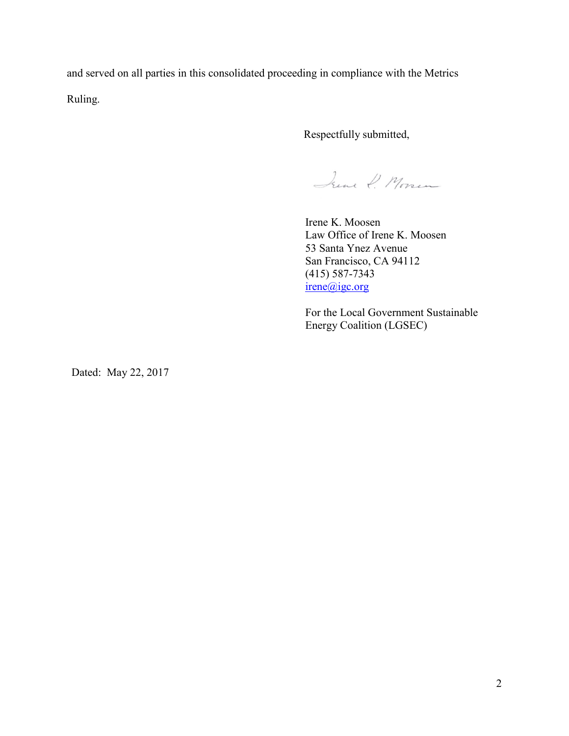and served on all parties in this consolidated proceeding in compliance with the Metrics Ruling.

Respectfully submitted,

Irene K. Moosen
Law Office of Irene K. Moosen
53 Santa Ynez Avenue
San Francisco, CA 94112
(415) 587-7343
irene@igc.org

For the Local Government Sustainable Energy Coalition (LGSEC)

Dated: May 22, 2017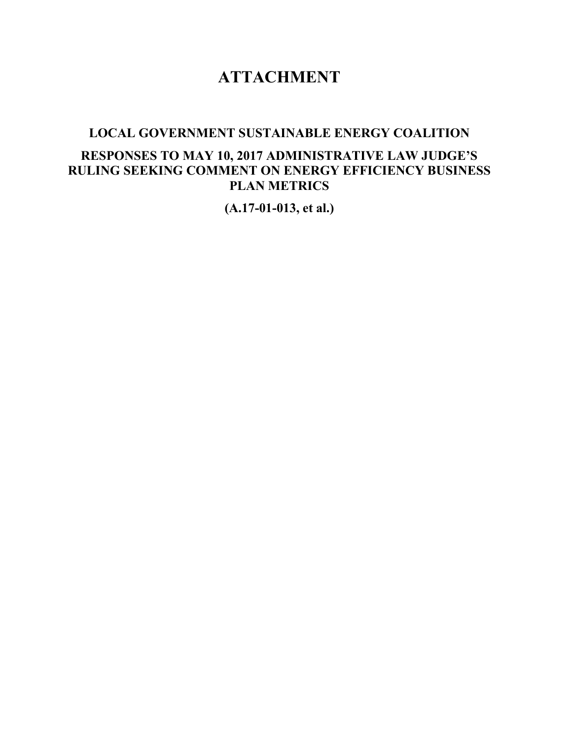# ATTACHMENT

## LOCAL GOVERNMENT SUSTAINABLE ENERGY COALITION

## RESPONSES TO MAY 10, 2017 ADMINISTRATIVE LAW JUDGE'S RULING SEEKING COMMENT ON ENERGY EFFICIENCY BUSINESS PLAN METRICS

**(A.17-01-013, et al.)**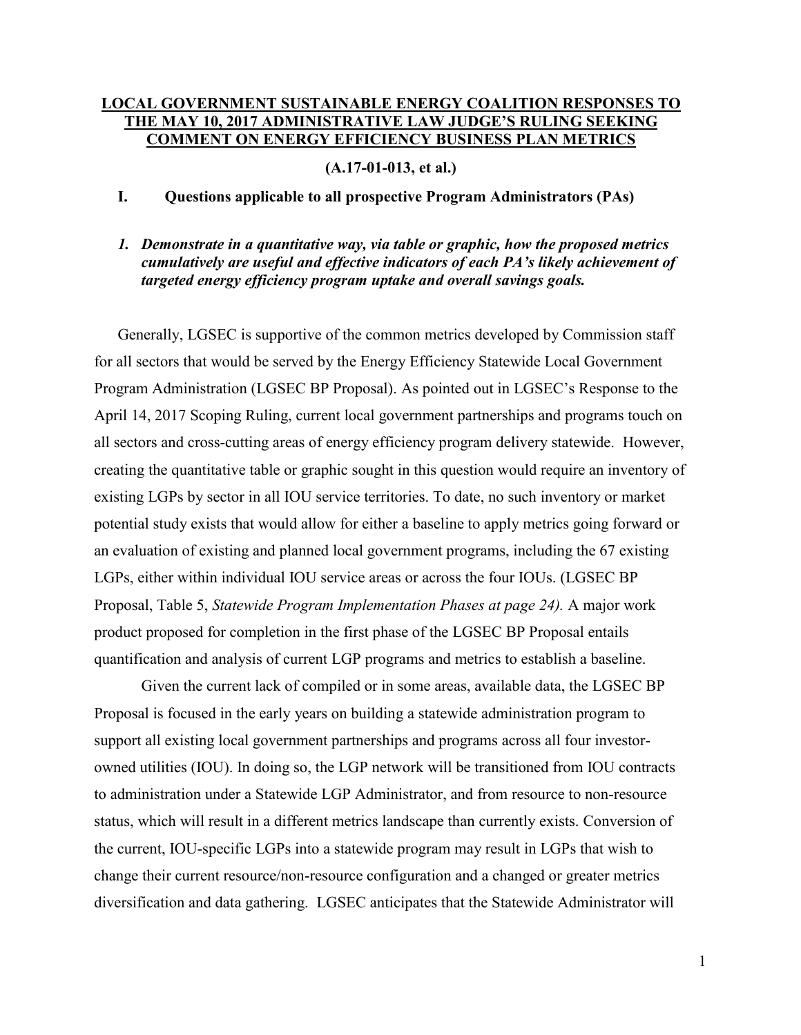# LOCAL GOVERNMENT SUSTAINABLE ENERGY COALITION RESPONSES TO THE MAY 10, 2017 ADMINISTRATIVE LAW JUDGE'S RULING SEEKING COMMENT ON ENERGY EFFICIENCY BUSINESS PLAN METRICS

**(A.17-01-013, et al.)**

## I. Questions applicable to all prospective Program Administrators (PAs)

***1. Demonstrate in a quantitative way, via table or graphic, how the proposed metrics cumulatively are useful and effective indicators of each PA's likely achievement of targeted energy efficiency program uptake and overall savings goals.***

Generally, LGSEC is supportive of the common metrics developed by Commission staff for all sectors that would be served by the Energy Efficiency Statewide Local Government Program Administration (LGSEC BP Proposal). As pointed out in LGSEC's Response to the April 14, 2017 Scoping Ruling, current local government partnerships and programs touch on all sectors and cross-cutting areas of energy efficiency program delivery statewide. However, creating the quantitative table or graphic sought in this question would require an inventory of existing LGPs by sector in all IOU service territories. To date, no such inventory or market potential study exists that would allow for either a baseline to apply metrics going forward or an evaluation of existing and planned local government programs, including the 67 existing LGPs, either within individual IOU service areas or across the four IOUs. (LGSEC BP Proposal, Table 5, *Statewide Program Implementation Phases at page 24).* A major work product proposed for completion in the first phase of the LGSEC BP Proposal entails quantification and analysis of current LGP programs and metrics to establish a baseline.

Given the current lack of compiled or in some areas, available data, the LGSEC BP Proposal is focused in the early years on building a statewide administration program to support all existing local government partnerships and programs across all four investor-owned utilities (IOU). In doing so, the LGP network will be transitioned from IOU contracts to administration under a Statewide LGP Administrator, and from resource to non-resource status, which will result in a different metrics landscape than currently exists. Conversion of the current, IOU-specific LGPs into a statewide program may result in LGPs that wish to change their current resource/non-resource configuration and a changed or greater metrics diversification and data gathering. LGSEC anticipates that the Statewide Administrator will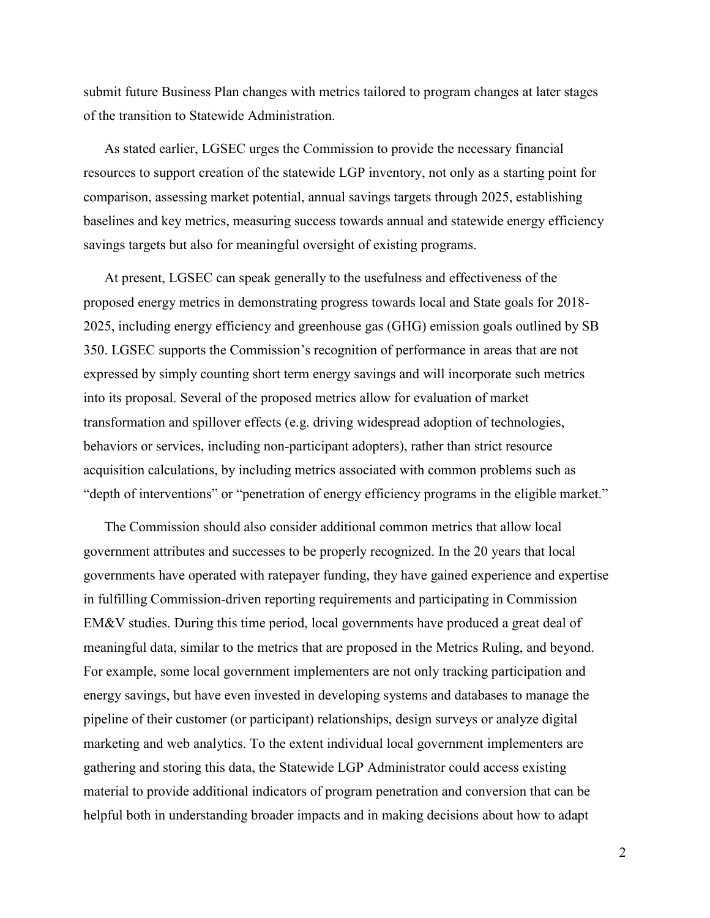submit future Business Plan changes with metrics tailored to program changes at later stages of the transition to Statewide Administration.

As stated earlier, LGSEC urges the Commission to provide the necessary financial resources to support creation of the statewide LGP inventory, not only as a starting point for comparison, assessing market potential, annual savings targets through 2025, establishing baselines and key metrics, measuring success towards annual and statewide energy efficiency savings targets but also for meaningful oversight of existing programs.

At present, LGSEC can speak generally to the usefulness and effectiveness of the proposed energy metrics in demonstrating progress towards local and State goals for 2018-2025, including energy efficiency and greenhouse gas (GHG) emission goals outlined by SB 350. LGSEC supports the Commission's recognition of performance in areas that are not expressed by simply counting short term energy savings and will incorporate such metrics into its proposal. Several of the proposed metrics allow for evaluation of market transformation and spillover effects (e.g. driving widespread adoption of technologies, behaviors or services, including non-participant adopters), rather than strict resource acquisition calculations, by including metrics associated with common problems such as "depth of interventions" or "penetration of energy efficiency programs in the eligible market."

The Commission should also consider additional common metrics that allow local government attributes and successes to be properly recognized. In the 20 years that local governments have operated with ratepayer funding, they have gained experience and expertise in fulfilling Commission-driven reporting requirements and participating in Commission EM&V studies. During this time period, local governments have produced a great deal of meaningful data, similar to the metrics that are proposed in the Metrics Ruling, and beyond. For example, some local government implementers are not only tracking participation and energy savings, but have even invested in developing systems and databases to manage the pipeline of their customer (or participant) relationships, design surveys or analyze digital marketing and web analytics. To the extent individual local government implementers are gathering and storing this data, the Statewide LGP Administrator could access existing material to provide additional indicators of program penetration and conversion that can be helpful both in understanding broader impacts and in making decisions about how to adapt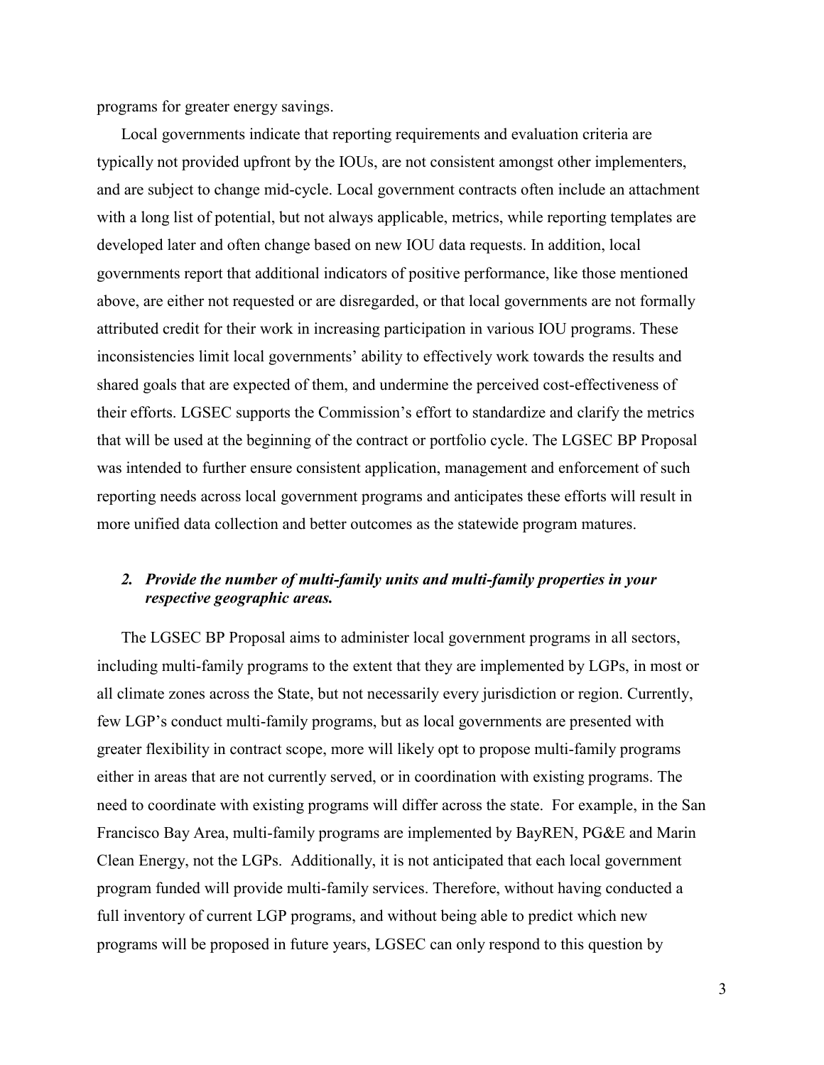programs for greater energy savings.

Local governments indicate that reporting requirements and evaluation criteria are typically not provided upfront by the IOUs, are not consistent amongst other implementers, and are subject to change mid-cycle. Local government contracts often include an attachment with a long list of potential, but not always applicable, metrics, while reporting templates are developed later and often change based on new IOU data requests. In addition, local governments report that additional indicators of positive performance, like those mentioned above, are either not requested or are disregarded, or that local governments are not formally attributed credit for their work in increasing participation in various IOU programs. These inconsistencies limit local governments' ability to effectively work towards the results and shared goals that are expected of them, and undermine the perceived cost-effectiveness of their efforts. LGSEC supports the Commission's effort to standardize and clarify the metrics that will be used at the beginning of the contract or portfolio cycle. The LGSEC BP Proposal was intended to further ensure consistent application, management and enforcement of such reporting needs across local government programs and anticipates these efforts will result in more unified data collection and better outcomes as the statewide program matures.

## *2. Provide the number of multi-family units and multi-family properties in your respective geographic areas.*

The LGSEC BP Proposal aims to administer local government programs in all sectors, including multi-family programs to the extent that they are implemented by LGPs, in most or all climate zones across the State, but not necessarily every jurisdiction or region. Currently, few LGP's conduct multi-family programs, but as local governments are presented with greater flexibility in contract scope, more will likely opt to propose multi-family programs either in areas that are not currently served, or in coordination with existing programs. The need to coordinate with existing programs will differ across the state. For example, in the San Francisco Bay Area, multi-family programs are implemented by BayREN, PG&E and Marin Clean Energy, not the LGPs. Additionally, it is not anticipated that each local government program funded will provide multi-family services. Therefore, without having conducted a full inventory of current LGP programs, and without being able to predict which new programs will be proposed in future years, LGSEC can only respond to this question by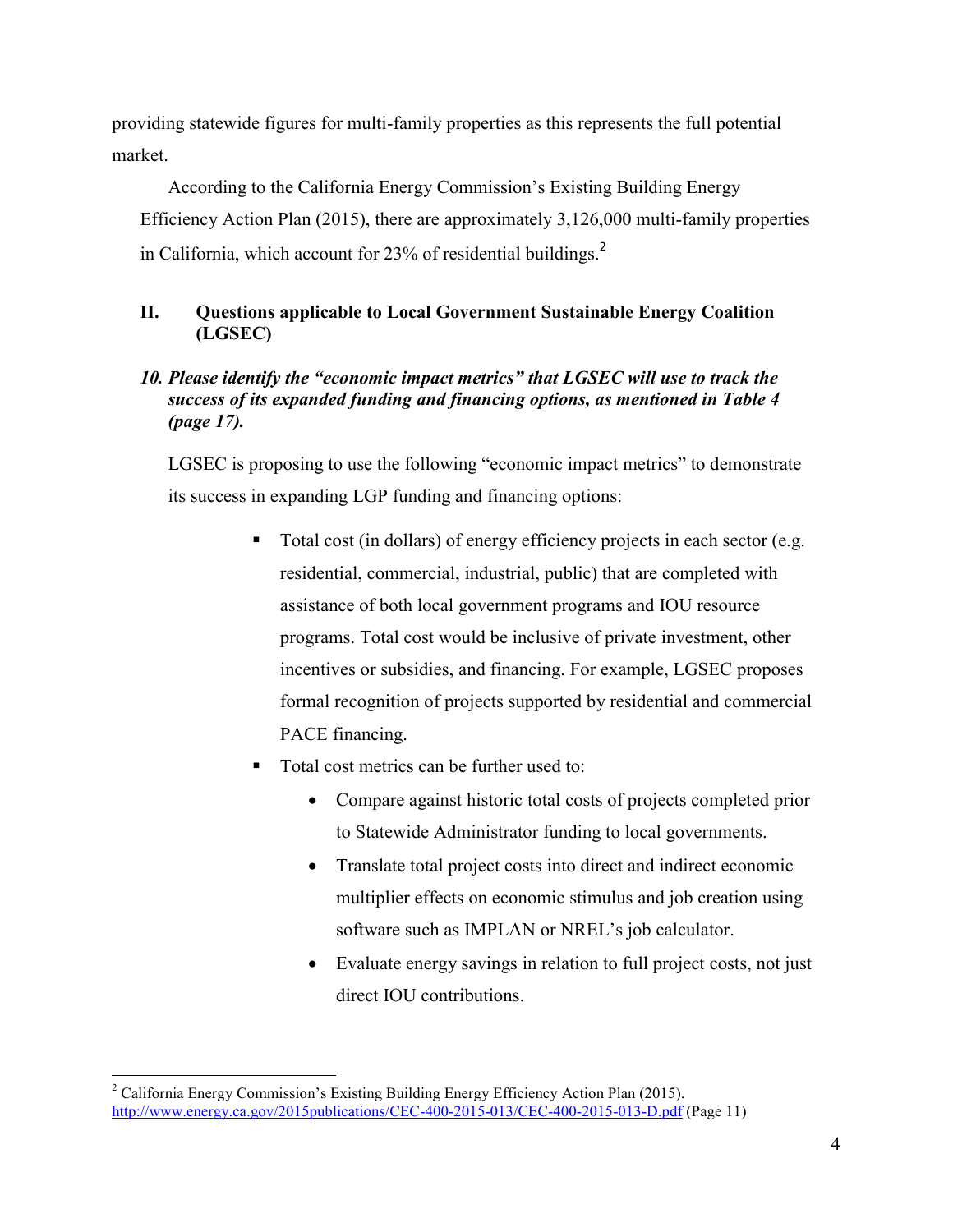providing statewide figures for multi-family properties as this represents the full potential market.

According to the California Energy Commission's Existing Building Energy Efficiency Action Plan (2015), there are approximately 3,126,000 multi-family properties in California, which account for 23% of residential buildings.[2]

## II. Questions applicable to Local Government Sustainable Energy Coalition (LGSEC)

***10. Please identify the "economic impact metrics" that LGSEC will use to track the success of its expanded funding and financing options, as mentioned in Table 4 (page 17).***

LGSEC is proposing to use the following "economic impact metrics" to demonstrate its success in expanding LGP funding and financing options:

- Total cost (in dollars) of energy efficiency projects in each sector (e.g. residential, commercial, industrial, public) that are completed with assistance of both local government programs and IOU resource programs. Total cost would be inclusive of private investment, other incentives or subsidies, and financing. For example, LGSEC proposes formal recognition of projects supported by residential and commercial PACE financing.
- Total cost metrics can be further used to:
    - Compare against historic total costs of projects completed prior to Statewide Administrator funding to local governments.
    - Translate total project costs into direct and indirect economic multiplier effects on economic stimulus and job creation using software such as IMPLAN or NREL's job calculator.
    - Evaluate energy savings in relation to full project costs, not just direct IOU contributions.

---

[2] California Energy Commission's Existing Building Energy Efficiency Action Plan (2015). http://www.energy.ca.gov/2015publications/CEC-400-2015-013/CEC-400-2015-013-D.pdf (Page 11)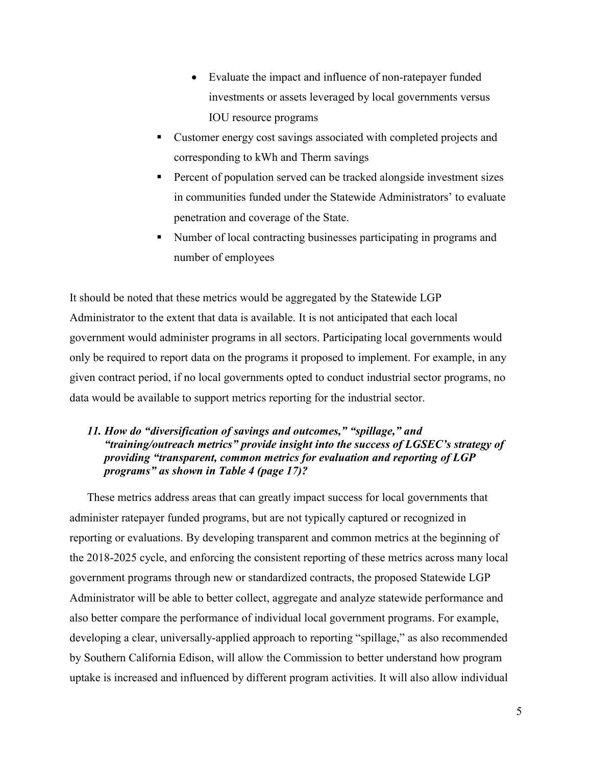- Evaluate the impact and influence of non-ratepayer funded investments or assets leveraged by local governments versus IOU resource programs
  - Customer energy cost savings associated with completed projects and corresponding to kWh and Therm savings
  - Percent of population served can be tracked alongside investment sizes in communities funded under the Statewide Administrators' to evaluate penetration and coverage of the State.
  - Number of local contracting businesses participating in programs and number of employees

It should be noted that these metrics would be aggregated by the Statewide LGP Administrator to the extent that data is available. It is not anticipated that each local government would administer programs in all sectors. Participating local governments would only be required to report data on the programs it proposed to implement. For example, in any given contract period, if no local governments opted to conduct industrial sector programs, no data would be available to support metrics reporting for the industrial sector.

*11. How do "diversification of savings and outcomes," "spillage," and "training/outreach metrics" provide insight into the success of LGSEC's strategy of providing "transparent, common metrics for evaluation and reporting of LGP programs" as shown in Table 4 (page 17)?*

These metrics address areas that can greatly impact success for local governments that administer ratepayer funded programs, but are not typically captured or recognized in reporting or evaluations. By developing transparent and common metrics at the beginning of the 2018-2025 cycle, and enforcing the consistent reporting of these metrics across many local government programs through new or standardized contracts, the proposed Statewide LGP Administrator will be able to better collect, aggregate and analyze statewide performance and also better compare the performance of individual local government programs. For example, developing a clear, universally-applied approach to reporting "spillage," as also recommended by Southern California Edison, will allow the Commission to better understand how program uptake is increased and influenced by different program activities. It will also allow individual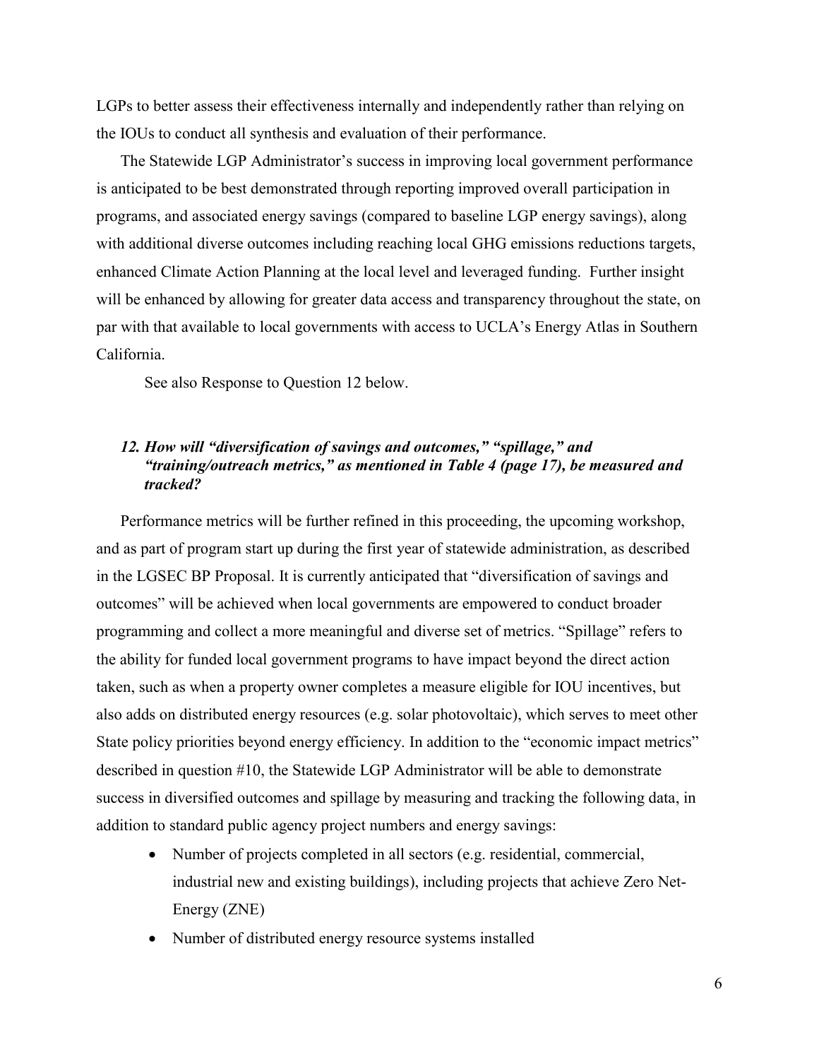LGPs to better assess their effectiveness internally and independently rather than relying on the IOUs to conduct all synthesis and evaluation of their performance.

The Statewide LGP Administrator's success in improving local government performance is anticipated to be best demonstrated through reporting improved overall participation in programs, and associated energy savings (compared to baseline LGP energy savings), along with additional diverse outcomes including reaching local GHG emissions reductions targets, enhanced Climate Action Planning at the local level and leveraged funding. Further insight will be enhanced by allowing for greater data access and transparency throughout the state, on par with that available to local governments with access to UCLA's Energy Atlas in Southern California.

See also Response to Question 12 below.

### *12. How will "diversification of savings and outcomes," "spillage," and "training/outreach metrics," as mentioned in Table 4 (page 17), be measured and tracked?*

Performance metrics will be further refined in this proceeding, the upcoming workshop, and as part of program start up during the first year of statewide administration, as described in the LGSEC BP Proposal. It is currently anticipated that "diversification of savings and outcomes" will be achieved when local governments are empowered to conduct broader programming and collect a more meaningful and diverse set of metrics. "Spillage" refers to the ability for funded local government programs to have impact beyond the direct action taken, such as when a property owner completes a measure eligible for IOU incentives, but also adds on distributed energy resources (e.g. solar photovoltaic), which serves to meet other State policy priorities beyond energy efficiency. In addition to the "economic impact metrics" described in question #10, the Statewide LGP Administrator will be able to demonstrate success in diversified outcomes and spillage by measuring and tracking the following data, in addition to standard public agency project numbers and energy savings:

- Number of projects completed in all sectors (e.g. residential, commercial, industrial new and existing buildings), including projects that achieve Zero Net-Energy (ZNE)
- Number of distributed energy resource systems installed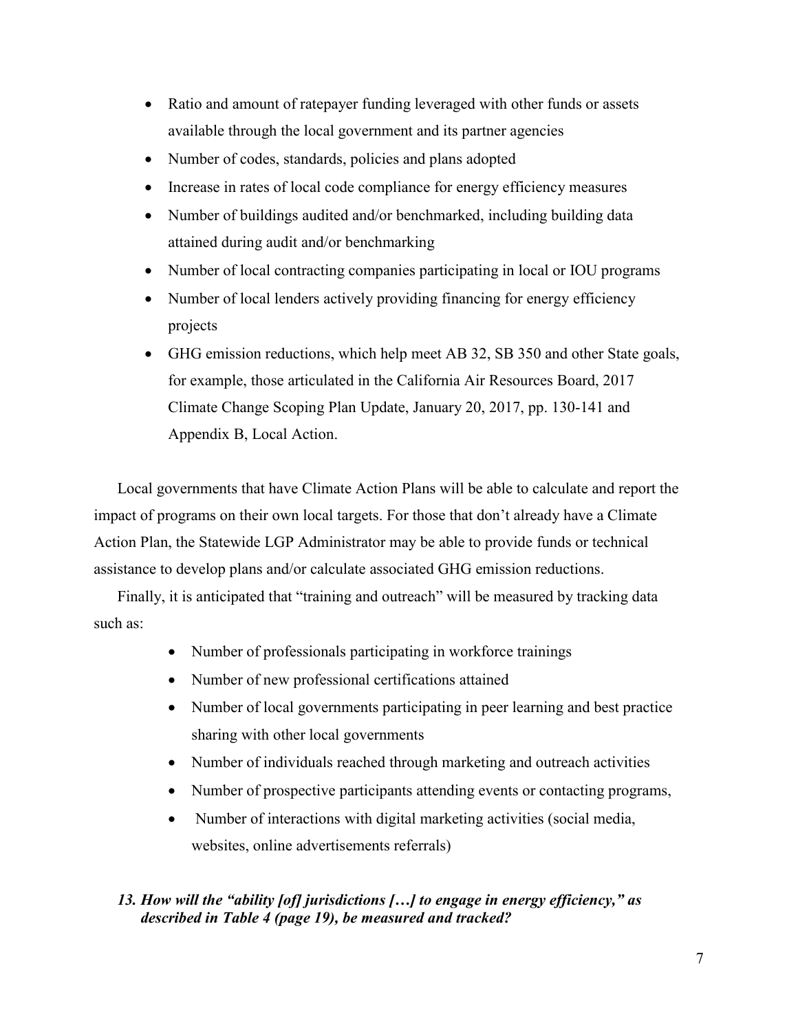- Ratio and amount of ratepayer funding leveraged with other funds or assets available through the local government and its partner agencies
- Number of codes, standards, policies and plans adopted
- Increase in rates of local code compliance for energy efficiency measures
- Number of buildings audited and/or benchmarked, including building data attained during audit and/or benchmarking
- Number of local contracting companies participating in local or IOU programs
- Number of local lenders actively providing financing for energy efficiency projects
- GHG emission reductions, which help meet AB 32, SB 350 and other State goals, for example, those articulated in the California Air Resources Board, 2017 Climate Change Scoping Plan Update, January 20, 2017, pp. 130-141 and Appendix B, Local Action.

Local governments that have Climate Action Plans will be able to calculate and report the impact of programs on their own local targets. For those that don't already have a Climate Action Plan, the Statewide LGP Administrator may be able to provide funds or technical assistance to develop plans and/or calculate associated GHG emission reductions.

Finally, it is anticipated that "training and outreach" will be measured by tracking data such as:

- Number of professionals participating in workforce trainings
- Number of new professional certifications attained
- Number of local governments participating in peer learning and best practice sharing with other local governments
- Number of individuals reached through marketing and outreach activities
- Number of prospective participants attending events or contacting programs,
- Number of interactions with digital marketing activities (social media, websites, online advertisements referrals)

***13. How will the "ability [of] jurisdictions […] to engage in energy efficiency," as described in Table 4 (page 19), be measured and tracked?***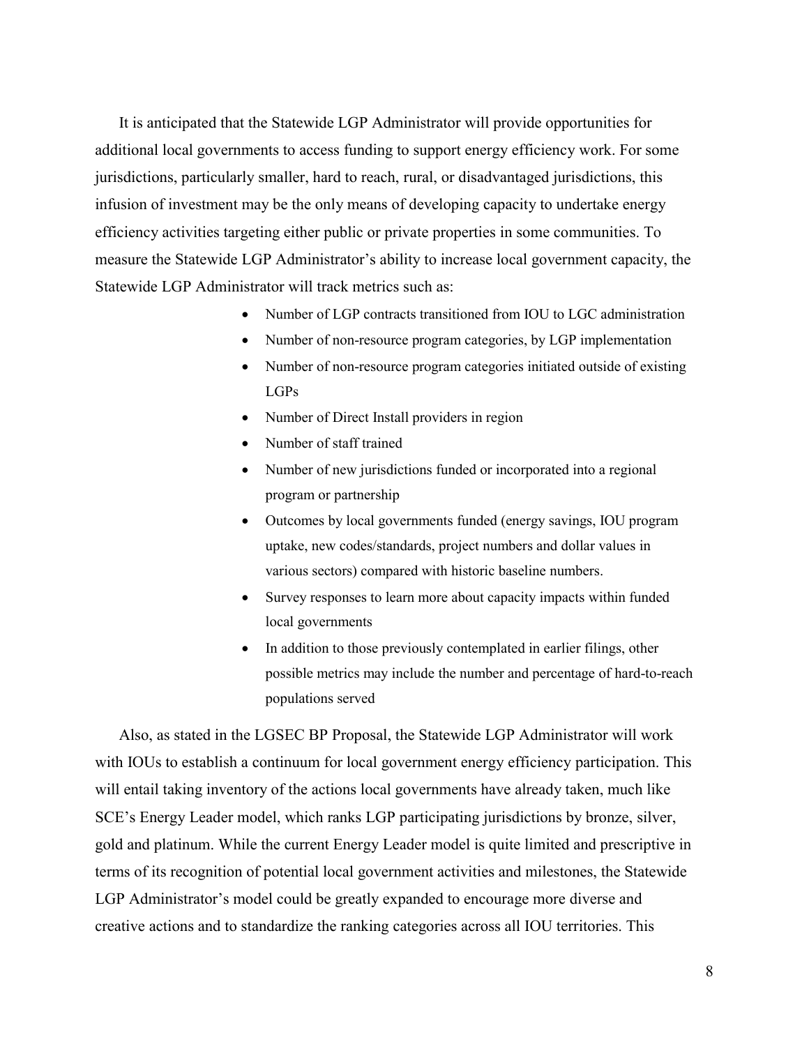It is anticipated that the Statewide LGP Administrator will provide opportunities for additional local governments to access funding to support energy efficiency work. For some jurisdictions, particularly smaller, hard to reach, rural, or disadvantaged jurisdictions, this infusion of investment may be the only means of developing capacity to undertake energy efficiency activities targeting either public or private properties in some communities. To measure the Statewide LGP Administrator's ability to increase local government capacity, the Statewide LGP Administrator will track metrics such as:

- Number of LGP contracts transitioned from IOU to LGC administration
- Number of non-resource program categories, by LGP implementation
- Number of non-resource program categories initiated outside of existing LGPs
- Number of Direct Install providers in region
- Number of staff trained
- Number of new jurisdictions funded or incorporated into a regional program or partnership
- Outcomes by local governments funded (energy savings, IOU program uptake, new codes/standards, project numbers and dollar values in various sectors) compared with historic baseline numbers.
- Survey responses to learn more about capacity impacts within funded local governments
- In addition to those previously contemplated in earlier filings, other possible metrics may include the number and percentage of hard-to-reach populations served

Also, as stated in the LGSEC BP Proposal, the Statewide LGP Administrator will work with IOUs to establish a continuum for local government energy efficiency participation. This will entail taking inventory of the actions local governments have already taken, much like SCE's Energy Leader model, which ranks LGP participating jurisdictions by bronze, silver, gold and platinum. While the current Energy Leader model is quite limited and prescriptive in terms of its recognition of potential local government activities and milestones, the Statewide LGP Administrator's model could be greatly expanded to encourage more diverse and creative actions and to standardize the ranking categories across all IOU territories. This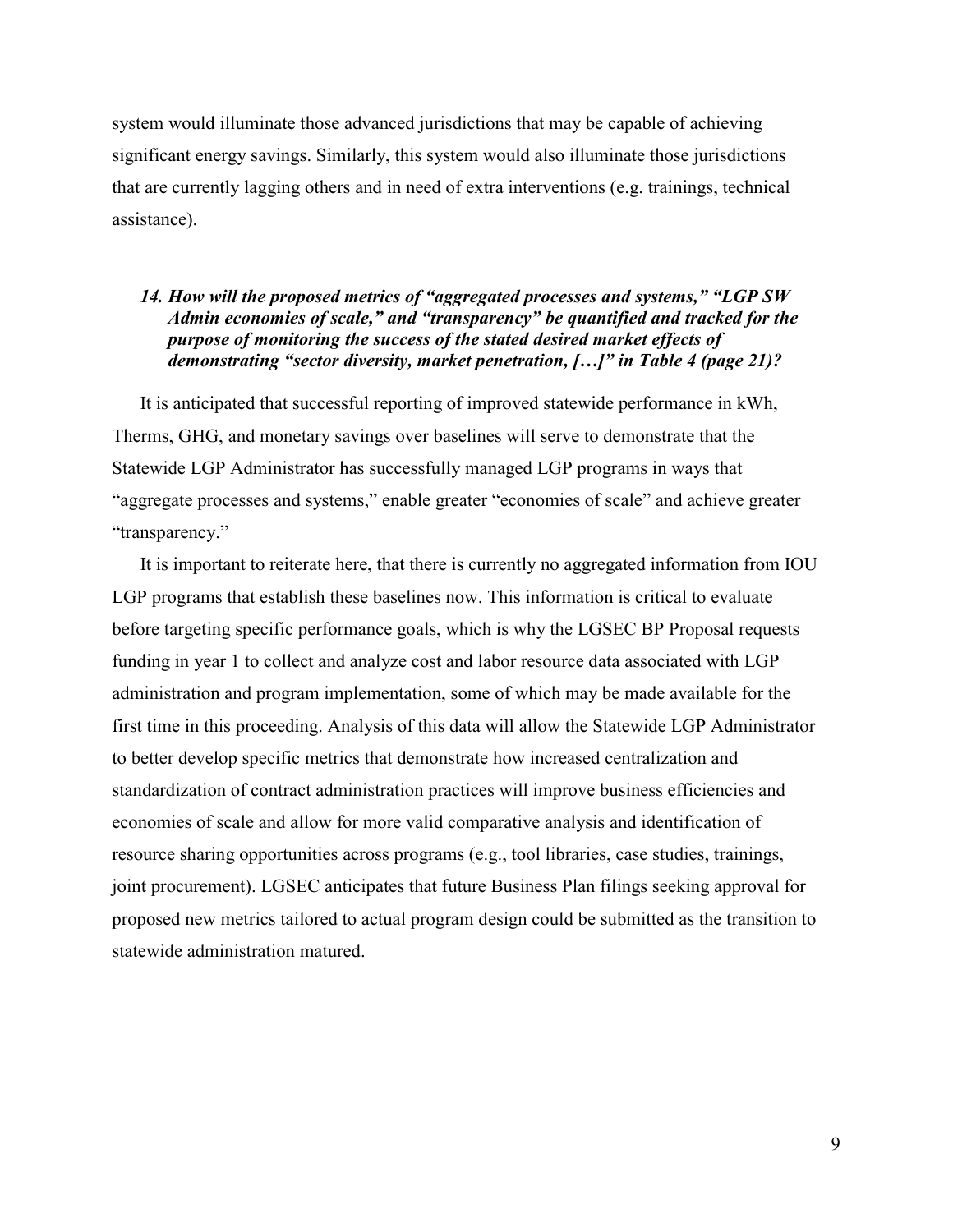system would illuminate those advanced jurisdictions that may be capable of achieving significant energy savings. Similarly, this system would also illuminate those jurisdictions that are currently lagging others and in need of extra interventions (e.g. trainings, technical assistance).

### *14. How will the proposed metrics of "aggregated processes and systems," "LGP SW Admin economies of scale," and "transparency" be quantified and tracked for the purpose of monitoring the success of the stated desired market effects of demonstrating "sector diversity, market penetration, […]" in Table 4 (page 21)?*

It is anticipated that successful reporting of improved statewide performance in kWh, Therms, GHG, and monetary savings over baselines will serve to demonstrate that the Statewide LGP Administrator has successfully managed LGP programs in ways that "aggregate processes and systems," enable greater "economies of scale" and achieve greater "transparency."

It is important to reiterate here, that there is currently no aggregated information from IOU LGP programs that establish these baselines now. This information is critical to evaluate before targeting specific performance goals, which is why the LGSEC BP Proposal requests funding in year 1 to collect and analyze cost and labor resource data associated with LGP administration and program implementation, some of which may be made available for the first time in this proceeding. Analysis of this data will allow the Statewide LGP Administrator to better develop specific metrics that demonstrate how increased centralization and standardization of contract administration practices will improve business efficiencies and economies of scale and allow for more valid comparative analysis and identification of resource sharing opportunities across programs (e.g., tool libraries, case studies, trainings, joint procurement). LGSEC anticipates that future Business Plan filings seeking approval for proposed new metrics tailored to actual program design could be submitted as the transition to statewide administration matured.